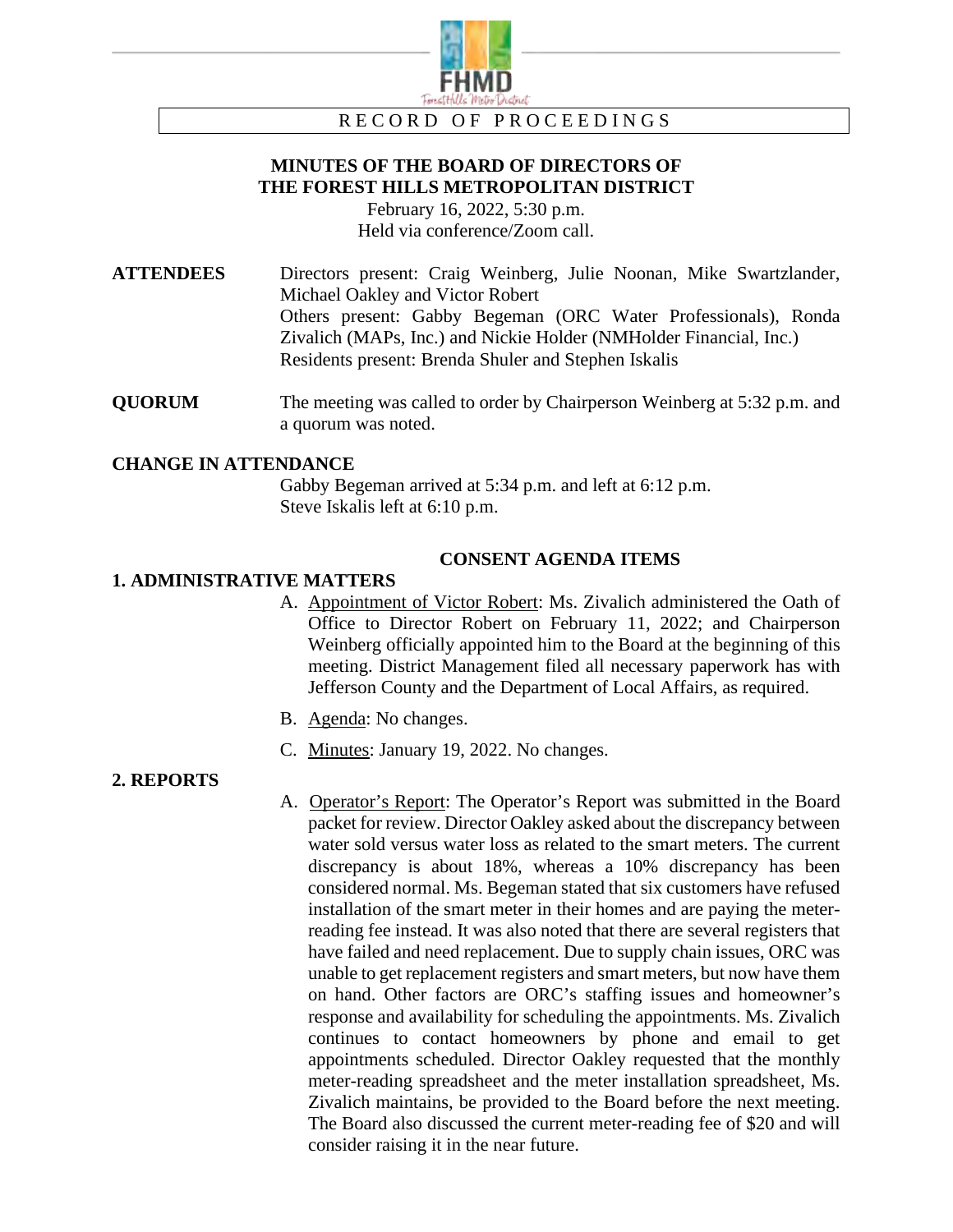FHMD

Forest Hills Metro District

RECORD OF PROCEEDINGS

# MINUTES OF THE BOARD OF DIRECTORS OF THE FOREST HILLS METROPOLITAN DISTRICT

February 16, 2022, 5:30 p.m.
Held via conference/Zoom call.

**ATTENDEES**

Directors present: Craig Weinberg, Julie Noonan, Mike Swartzlander, Michael Oakley and Victor Robert
Others present: Gabby Begeman (ORC Water Professionals), Ronda Zivalich (MAPs, Inc.) and Nickie Holder (NMHolder Financial, Inc.)
Residents present: Brenda Shuler and Stephen Iskalis

**QUORUM**

The meeting was called to order by Chairperson Weinberg at 5:32 p.m. and a quorum was noted.

**CHANGE IN ATTENDANCE**

Gabby Begeman arrived at 5:34 p.m. and left at 6:12 p.m.
Steve Iskalis left at 6:10 p.m.

## CONSENT AGENDA ITEMS

**1. ADMINISTRATIVE MATTERS**

A. Appointment of Victor Robert: Ms. Zivalich administered the Oath of Office to Director Robert on February 11, 2022; and Chairperson Weinberg officially appointed him to the Board at the beginning of this meeting. District Management filed all necessary paperwork has with Jefferson County and the Department of Local Affairs, as required.

B. Agenda: No changes.

C. Minutes: January 19, 2022. No changes.

**2. REPORTS**

A. Operator's Report: The Operator's Report was submitted in the Board packet for review. Director Oakley asked about the discrepancy between water sold versus water loss as related to the smart meters. The current discrepancy is about 18%, whereas a 10% discrepancy has been considered normal. Ms. Begeman stated that six customers have refused installation of the smart meter in their homes and are paying the meter-reading fee instead. It was also noted that there are several registers that have failed and need replacement. Due to supply chain issues, ORC was unable to get replacement registers and smart meters, but now have them on hand. Other factors are ORC's staffing issues and homeowner's response and availability for scheduling the appointments. Ms. Zivalich continues to contact homeowners by phone and email to get appointments scheduled. Director Oakley requested that the monthly meter-reading spreadsheet and the meter installation spreadsheet, Ms. Zivalich maintains, be provided to the Board before the next meeting. The Board also discussed the current meter-reading fee of $20 and will consider raising it in the near future.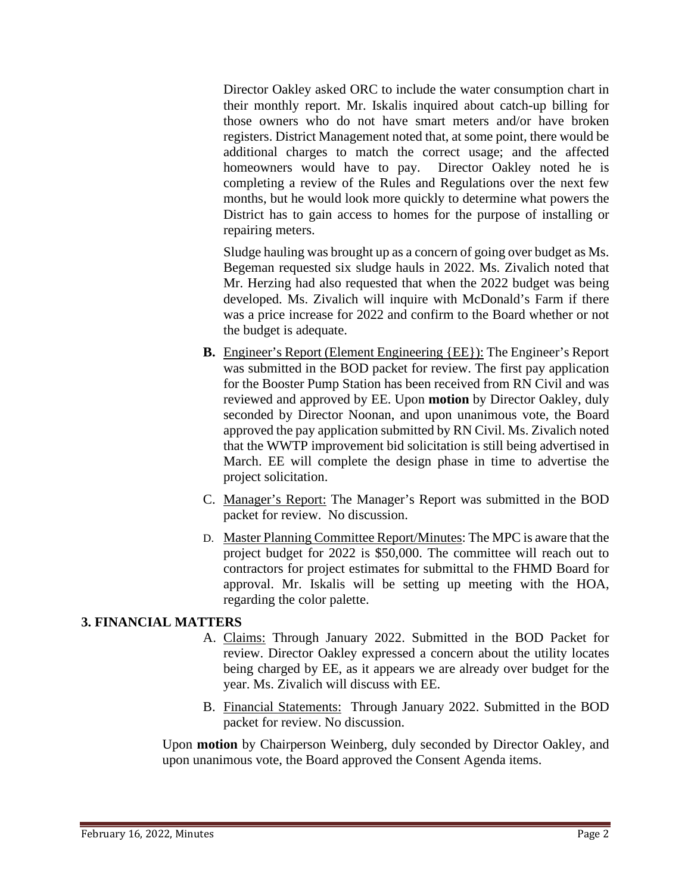Director Oakley asked ORC to include the water consumption chart in their monthly report. Mr. Iskalis inquired about catch-up billing for those owners who do not have smart meters and/or have broken registers. District Management noted that, at some point, there would be additional charges to match the correct usage; and the affected homeowners would have to pay. Director Oakley noted he is completing a review of the Rules and Regulations over the next few months, but he would look more quickly to determine what powers the District has to gain access to homes for the purpose of installing or repairing meters.

Sludge hauling was brought up as a concern of going over budget as Ms. Begeman requested six sludge hauls in 2022. Ms. Zivalich noted that Mr. Herzing had also requested that when the 2022 budget was being developed. Ms. Zivalich will inquire with McDonald's Farm if there was a price increase for 2022 and confirm to the Board whether or not the budget is adequate.

**B.** Engineer's Report (Element Engineering {EE}): The Engineer's Report was submitted in the BOD packet for review. The first pay application for the Booster Pump Station has been received from RN Civil and was reviewed and approved by EE. Upon **motion** by Director Oakley, duly seconded by Director Noonan, and upon unanimous vote, the Board approved the pay application submitted by RN Civil. Ms. Zivalich noted that the WWTP improvement bid solicitation is still being advertised in March. EE will complete the design phase in time to advertise the project solicitation.

C. Manager's Report: The Manager's Report was submitted in the BOD packet for review. No discussion.

D. Master Planning Committee Report/Minutes: The MPC is aware that the project budget for 2022 is $50,000. The committee will reach out to contractors for project estimates for submittal to the FHMD Board for approval. Mr. Iskalis will be setting up meeting with the HOA, regarding the color palette.

**3. FINANCIAL MATTERS**

A. Claims: Through January 2022. Submitted in the BOD Packet for review. Director Oakley expressed a concern about the utility locates being charged by EE, as it appears we are already over budget for the year. Ms. Zivalich will discuss with EE.

B. Financial Statements: Through January 2022. Submitted in the BOD packet for review. No discussion.

Upon **motion** by Chairperson Weinberg, duly seconded by Director Oakley, and upon unanimous vote, the Board approved the Consent Agenda items.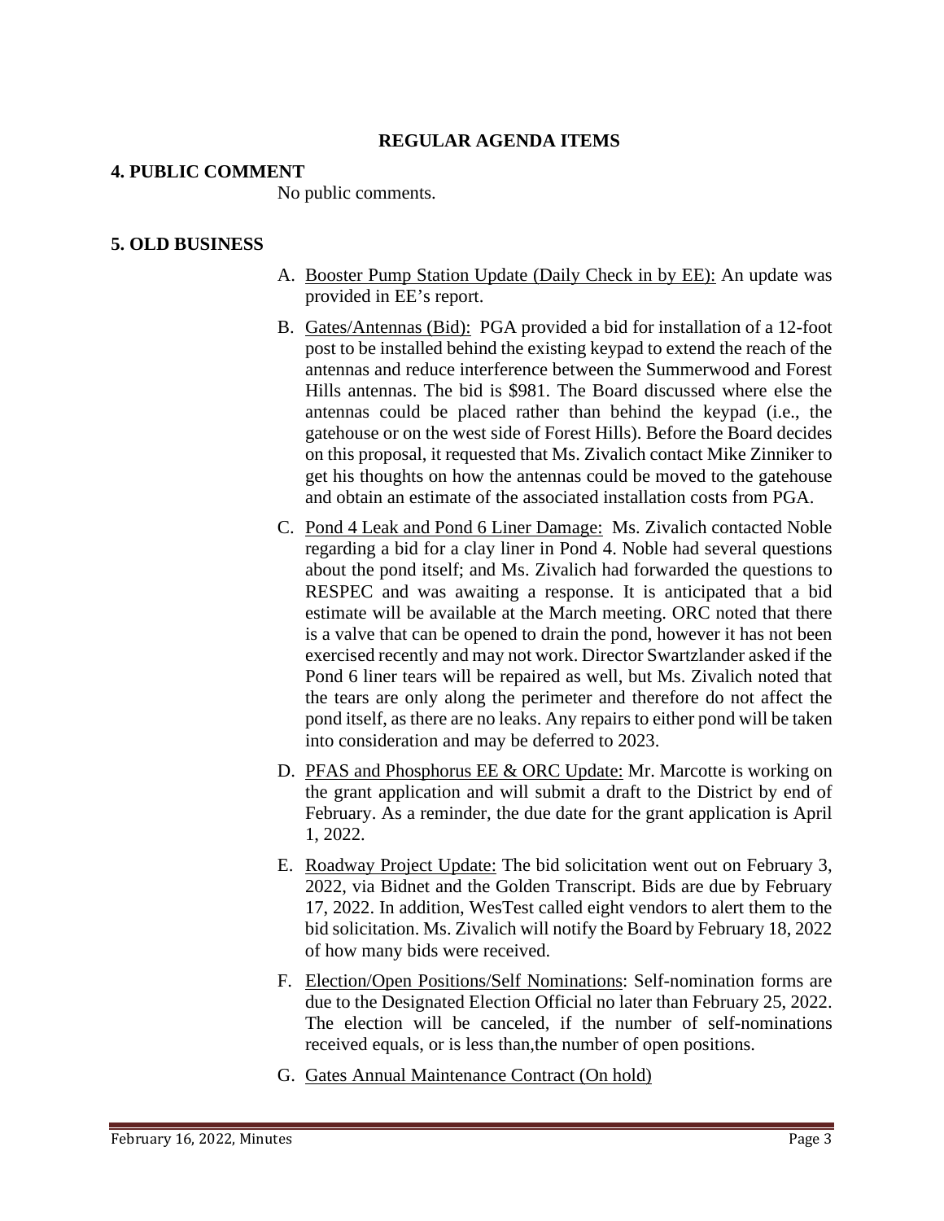## REGULAR AGENDA ITEMS

### 4. PUBLIC COMMENT

No public comments.

### 5. OLD BUSINESS

A. <u>Booster Pump Station Update (Daily Check in by EE):</u> An update was provided in EE's report.

B. <u>Gates/Antennas (Bid):</u> PGA provided a bid for installation of a 12-foot post to be installed behind the existing keypad to extend the reach of the antennas and reduce interference between the Summerwood and Forest Hills antennas. The bid is $981. The Board discussed where else the antennas could be placed rather than behind the keypad (i.e., the gatehouse or on the west side of Forest Hills). Before the Board decides on this proposal, it requested that Ms. Zivalich contact Mike Zinniker to get his thoughts on how the antennas could be moved to the gatehouse and obtain an estimate of the associated installation costs from PGA.

C. <u>Pond 4 Leak and Pond 6 Liner Damage:</u> Ms. Zivalich contacted Noble regarding a bid for a clay liner in Pond 4. Noble had several questions about the pond itself; and Ms. Zivalich had forwarded the questions to RESPEC and was awaiting a response. It is anticipated that a bid estimate will be available at the March meeting. ORC noted that there is a valve that can be opened to drain the pond, however it has not been exercised recently and may not work. Director Swartzlander asked if the Pond 6 liner tears will be repaired as well, but Ms. Zivalich noted that the tears are only along the perimeter and therefore do not affect the pond itself, as there are no leaks. Any repairs to either pond will be taken into consideration and may be deferred to 2023.

D. <u>PFAS and Phosphorus EE & ORC Update:</u> Mr. Marcotte is working on the grant application and will submit a draft to the District by end of February. As a reminder, the due date for the grant application is April 1, 2022.

E. <u>Roadway Project Update:</u> The bid solicitation went out on February 3, 2022, via Bidnet and the Golden Transcript. Bids are due by February 17, 2022. In addition, WesTest called eight vendors to alert them to the bid solicitation. Ms. Zivalich will notify the Board by February 18, 2022 of how many bids were received.

F. <u>Election/Open Positions/Self Nominations</u>: Self-nomination forms are due to the Designated Election Official no later than February 25, 2022. The election will be canceled, if the number of self-nominations received equals, or is less than,the number of open positions.

G. <u>Gates Annual Maintenance Contract (On hold)</u>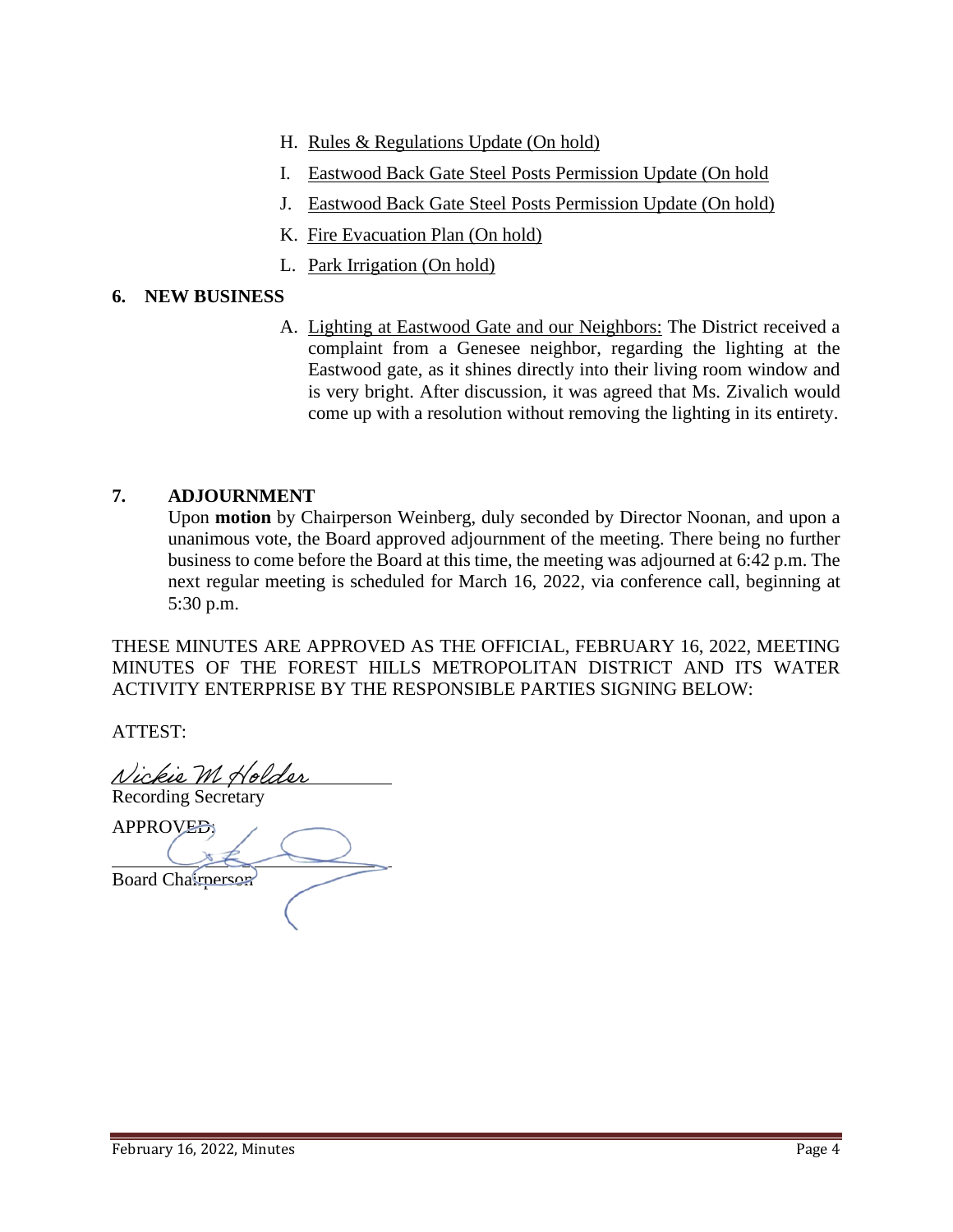H. Rules & Regulations Update (On hold)

I. Eastwood Back Gate Steel Posts Permission Update (On hold

J. Eastwood Back Gate Steel Posts Permission Update (On hold)

K. Fire Evacuation Plan (On hold)

L. Park Irrigation (On hold)

## 6. NEW BUSINESS

A. Lighting at Eastwood Gate and our Neighbors: The District received a complaint from a Genesee neighbor, regarding the lighting at the Eastwood gate, as it shines directly into their living room window and is very bright. After discussion, it was agreed that Ms. Zivalich would come up with a resolution without removing the lighting in its entirety.

## 7. ADJOURNMENT

Upon **motion** by Chairperson Weinberg, duly seconded by Director Noonan, and upon a unanimous vote, the Board approved adjournment of the meeting. There being no further business to come before the Board at this time, the meeting was adjourned at 6:42 p.m. The next regular meeting is scheduled for March 16, 2022, via conference call, beginning at 5:30 p.m.

THESE MINUTES ARE APPROVED AS THE OFFICIAL, FEBRUARY 16, 2022, MEETING MINUTES OF THE FOREST HILLS METROPOLITAN DISTRICT AND ITS WATER ACTIVITY ENTERPRISE BY THE RESPONSIBLE PARTIES SIGNING BELOW:

ATTEST:

Nickie M Holder
Recording Secretary

APPROVED:

Board Chairperson